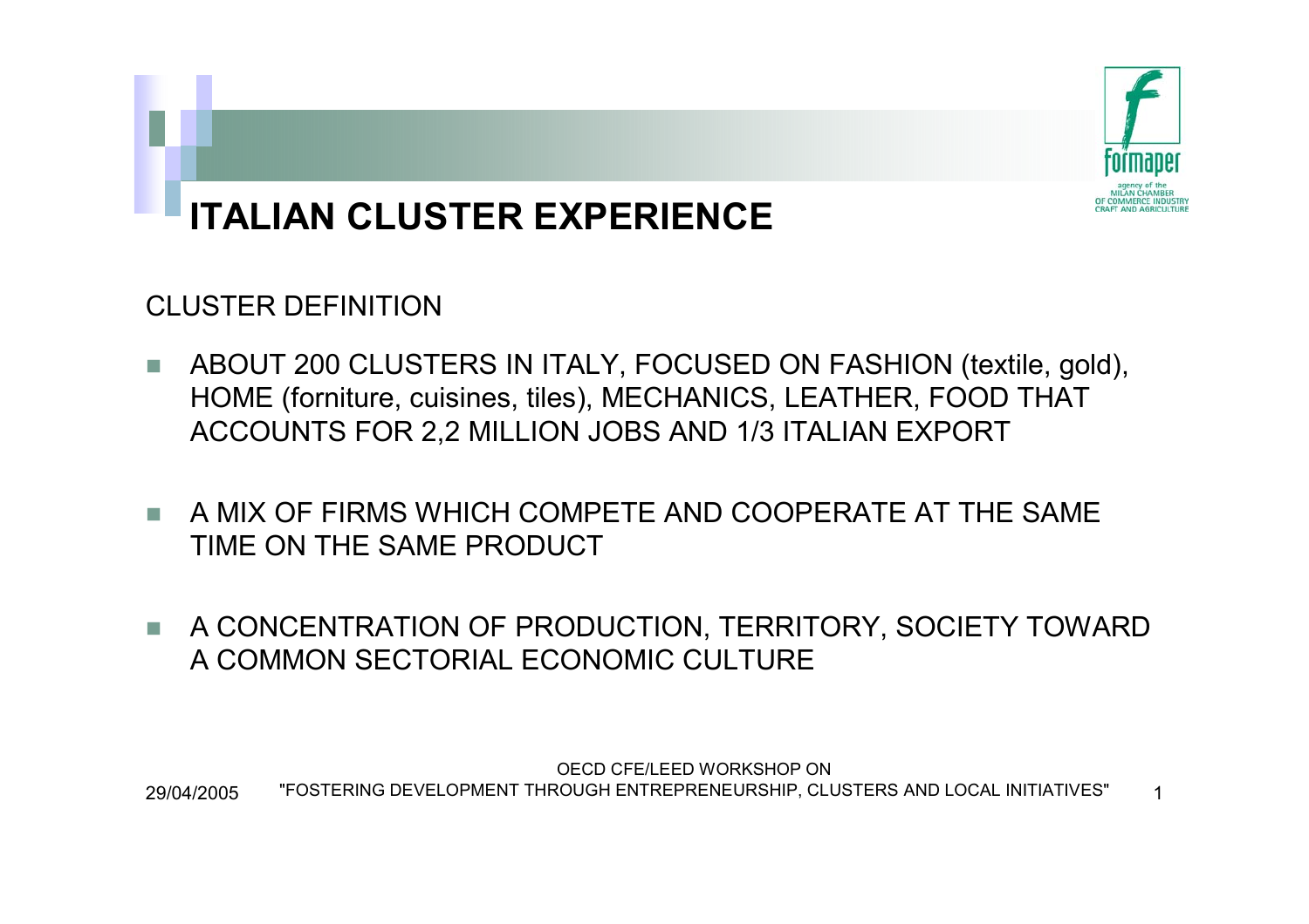# ITALIAN CLUSTER EXPERIENCE

CLUSTER DEFINITION

- ABOUT 200 CLUSTERS IN ITALY, FOCUSED ON FASHION (textile, gold), HOME (forniture, cuisines, tiles), MECHANICS, LEATHER, FOOD THAT ACCOUNTS FOR 2,2 MILLION JOBS AND 1/3 ITALIAN EXPORT
- A MIX OF FIRMS WHICH COMPETE AND COOPERATE AT THE SAME TIME ON THE SAME PRODUCT
- A CONCENTRATION OF PRODUCTION, TERRITORY, SOCIETY TOWARD A COMMON SECTORIAL ECONOMIC CULTURE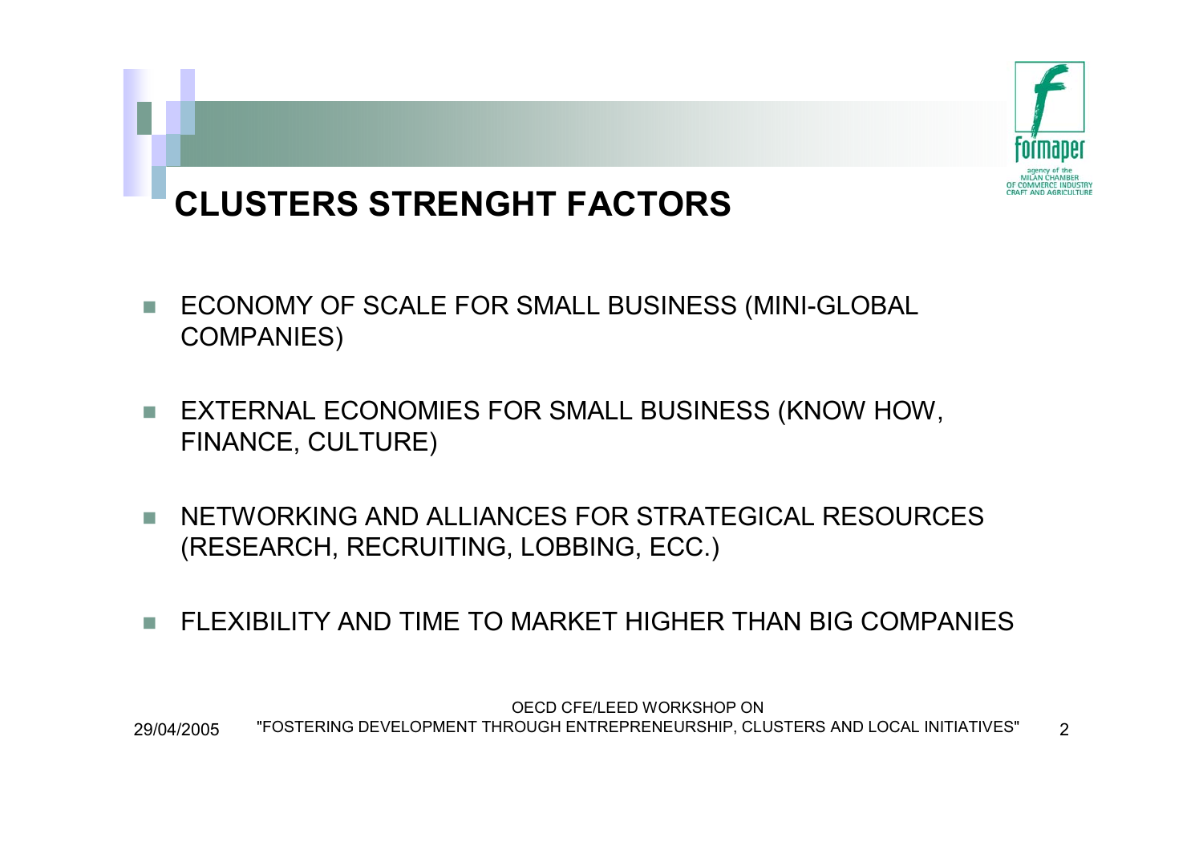# CLUSTERS STRENGHT FACTORS

- ECONOMY OF SCALE FOR SMALL BUSINESS (MINI-GLOBAL COMPANIES)
- EXTERNAL ECONOMIES FOR SMALL BUSINESS (KNOW HOW, FINANCE, CULTURE)
- NETWORKING AND ALLIANCES FOR STRATEGICAL RESOURCES (RESEARCH, RECRUITING, LOBBING, ECC.)
- FLEXIBILITY AND TIME TO MARKET HIGHER THAN BIG COMPANIES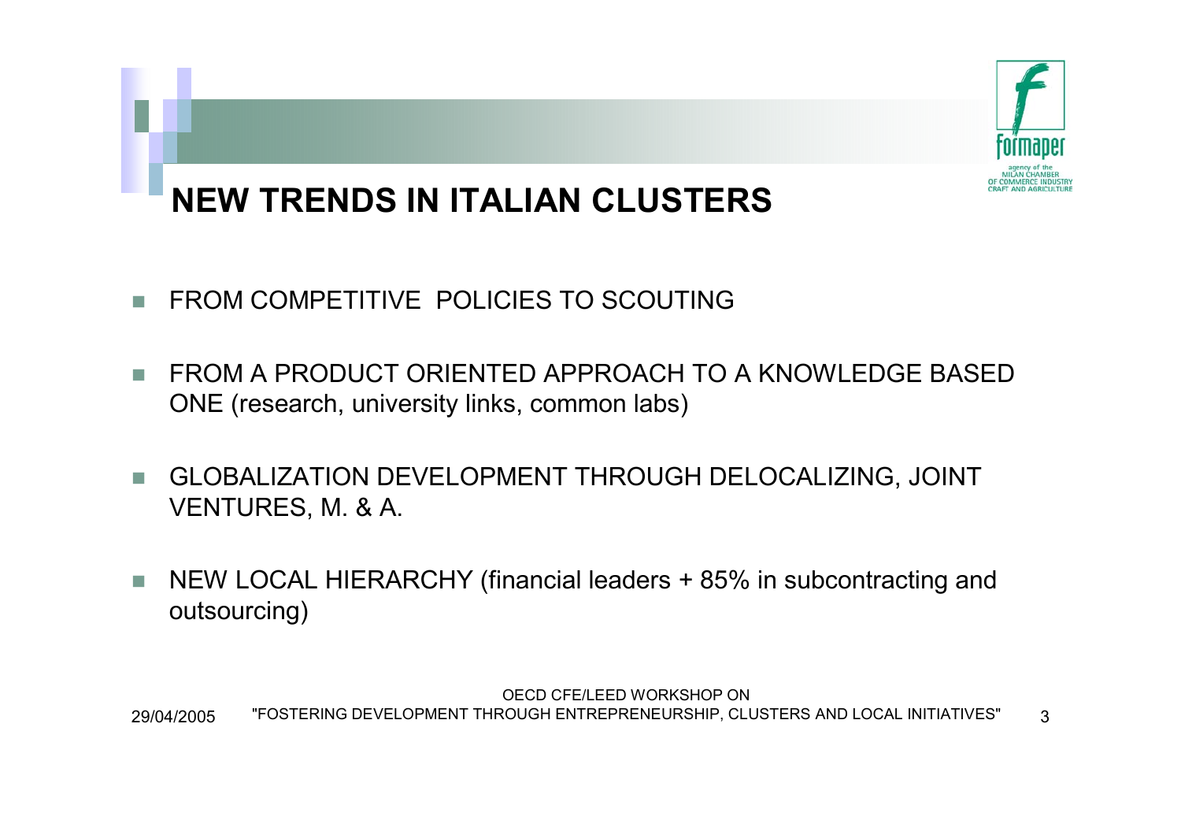# NEW TRENDS IN ITALIAN CLUSTERS

- FROM COMPETITIVE POLICIES TO SCOUTING
- FROM A PRODUCT ORIENTED APPROACH TO A KNOWLEDGE BASED ONE (research, university links, common labs)
- GLOBALIZATION DEVELOPMENT THROUGH DELOCALIZING, JOINT VENTURES, M. & A.
- NEW LOCAL HIERARCHY (financial leaders + 85% in subcontracting and outsourcing)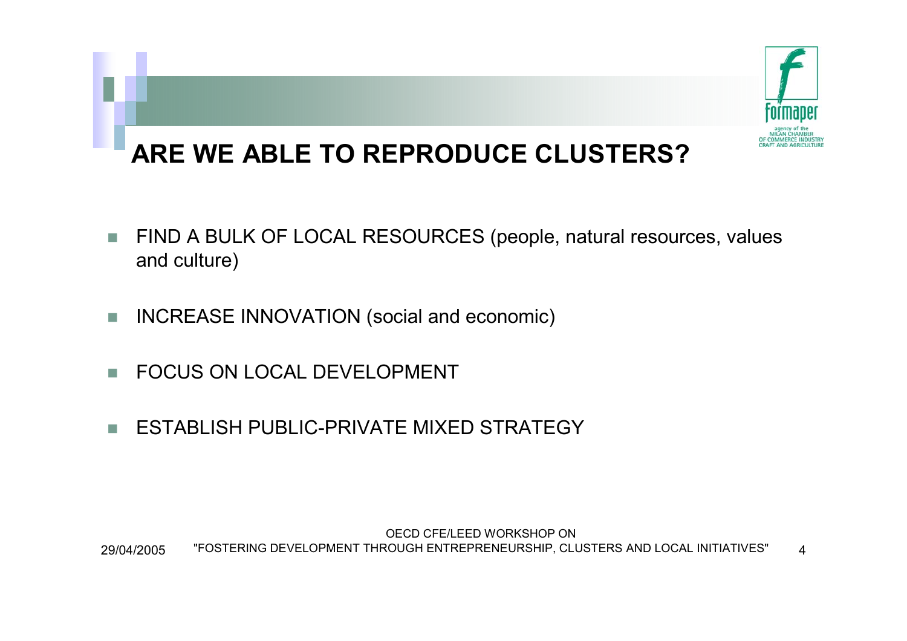# ARE WE ABLE TO REPRODUCE CLUSTERS?

- FIND A BULK OF LOCAL RESOURCES (people, natural resources, values and culture)
- INCREASE INNOVATION (social and economic)
- FOCUS ON LOCAL DEVELOPMENT
- ESTABLISH PUBLIC-PRIVATE MIXED STRATEGY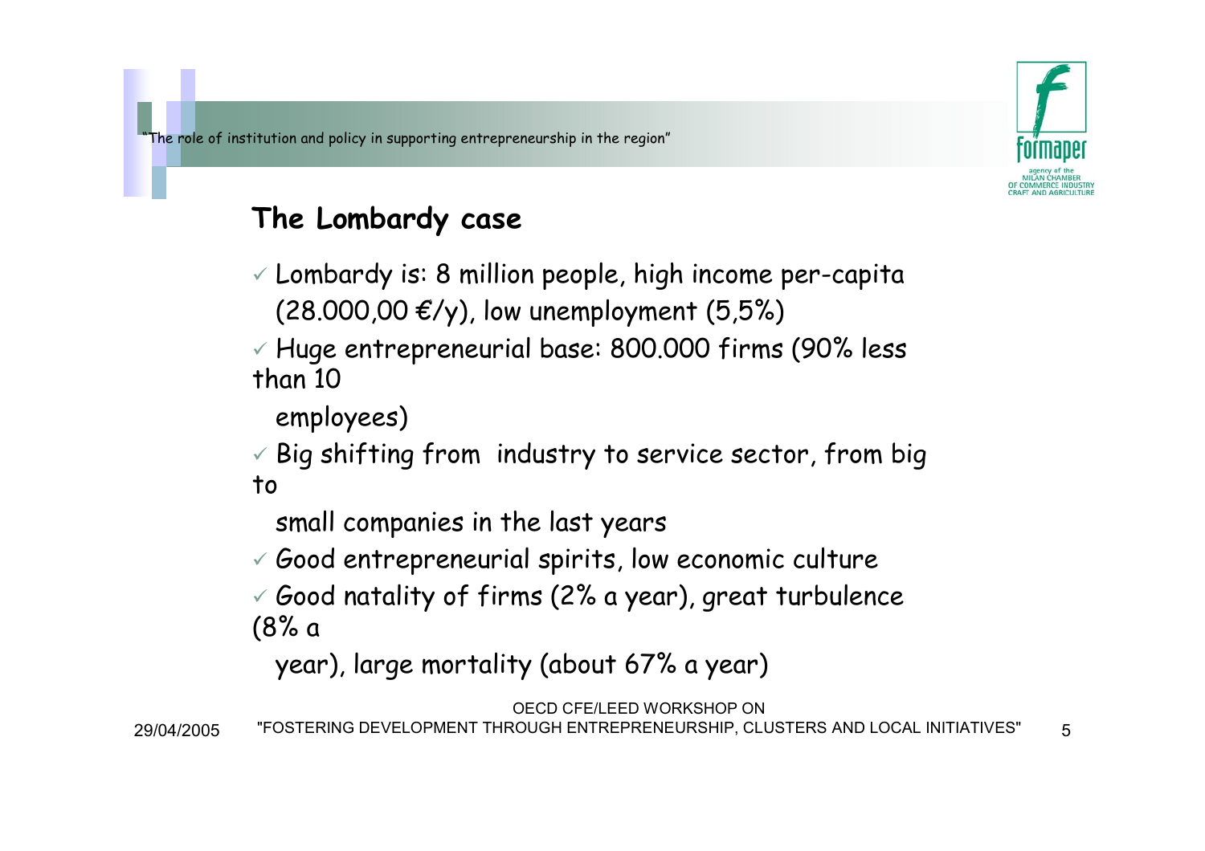## The Lombardy case

- Lombardy is: 8 million people, high income per-capita (28.000,00 €/y), low unemployment (5,5%)
- Huge entrepreneurial base: 800.000 firms (90% less than 10 employees)
- Big shifting from industry to service sector, from big to small companies in the last years
- Good entrepreneurial spirits, low economic culture
- Good natality of firms (2% a year), great turbulence (8% a year), large mortality (about 67% a year)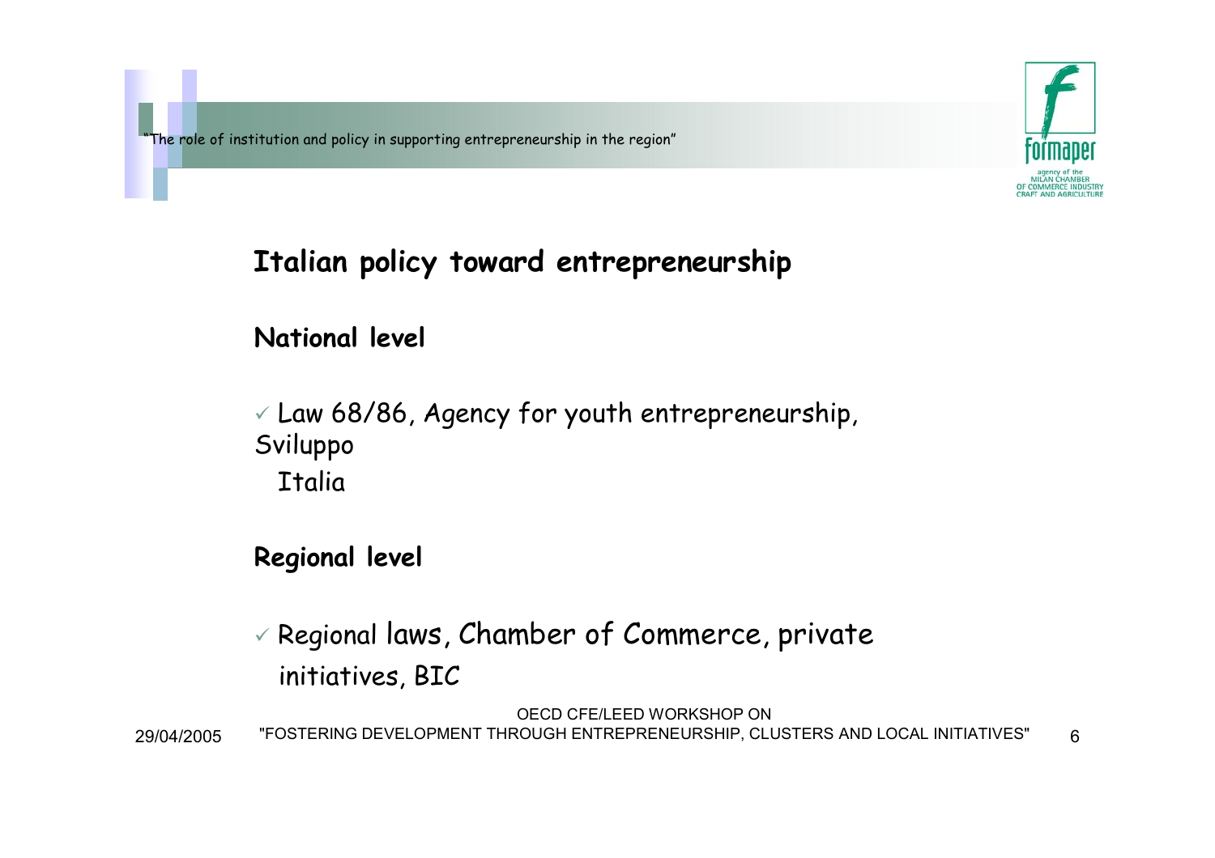## Italian policy toward entrepreneurship

### National level

- ✓ Law 68/86, Agency for youth entrepreneurship, Sviluppo Italia

### Regional level

- ✓ Regional laws, Chamber of Commerce, private initiatives, BIC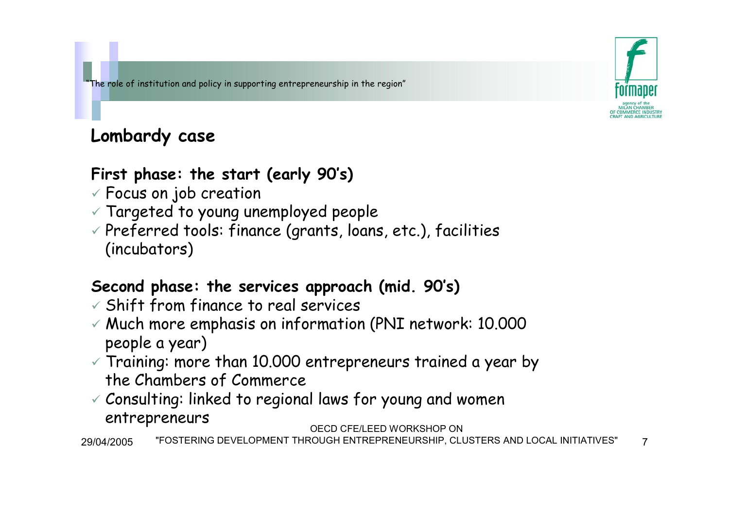## Lombardy case

### First phase: the start (early 90's)

- Focus on job creation
- Targeted to young unemployed people
- Preferred tools: finance (grants, loans, etc.), facilities (incubators)

### Second phase: the services approach (mid. 90's)

- Shift from finance to real services
- Much more emphasis on information (PNI network: 10.000 people a year)
- Training: more than 10.000 entrepreneurs trained a year by the Chambers of Commerce
- Consulting: linked to regional laws for young and women entrepreneurs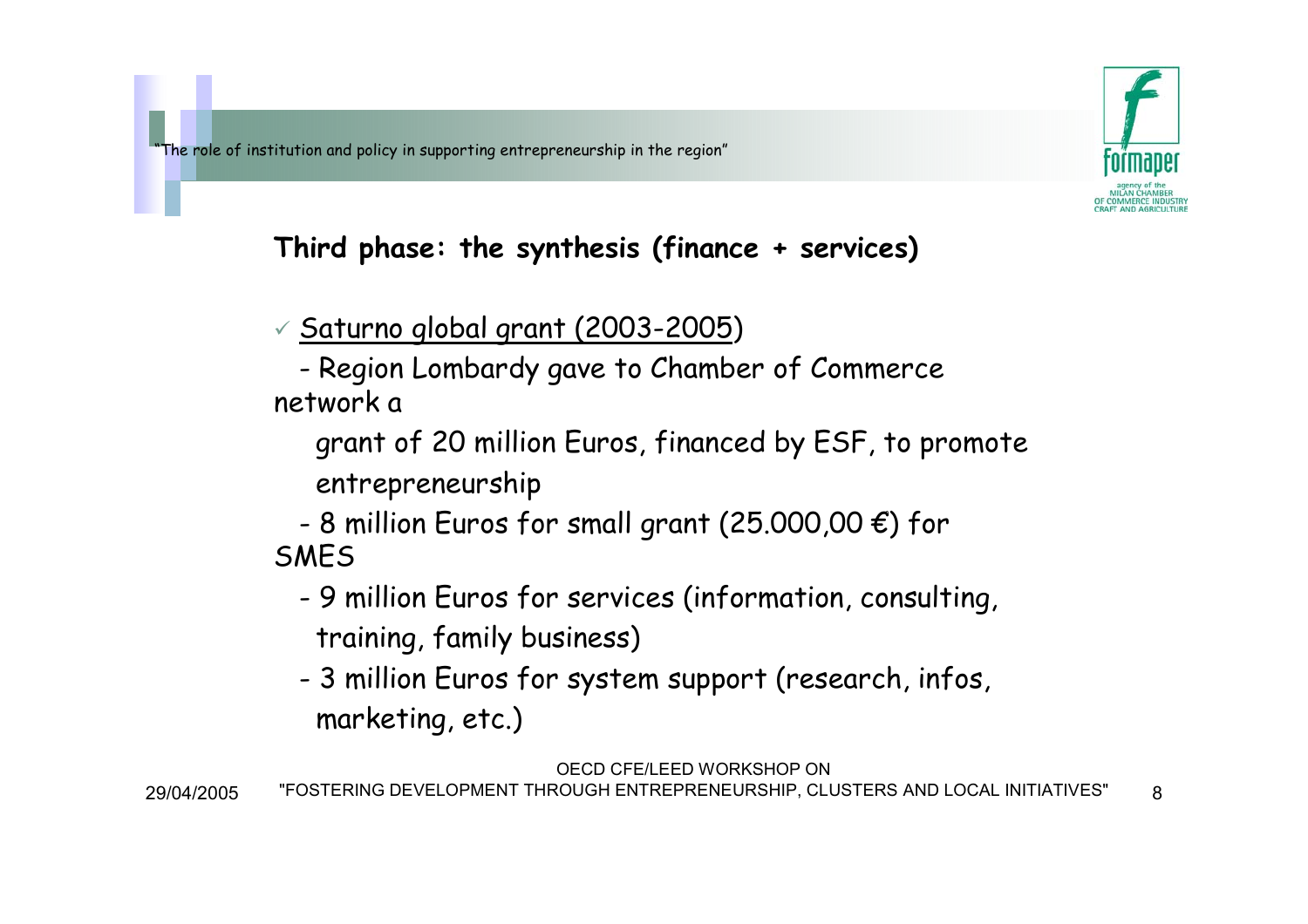## Third phase: the synthesis (finance + services)

- ✓ Saturno global grant (2003-2005)
  - Region Lombardy gave to Chamber of Commerce network a grant of 20 million Euros, financed by ESF, to promote entrepreneurship
  - 8 million Euros for small grant (25.000,00 €) for SMES
  - 9 million Euros for services (information, consulting, training, family business)
  - 3 million Euros for system support (research, infos, marketing, etc.)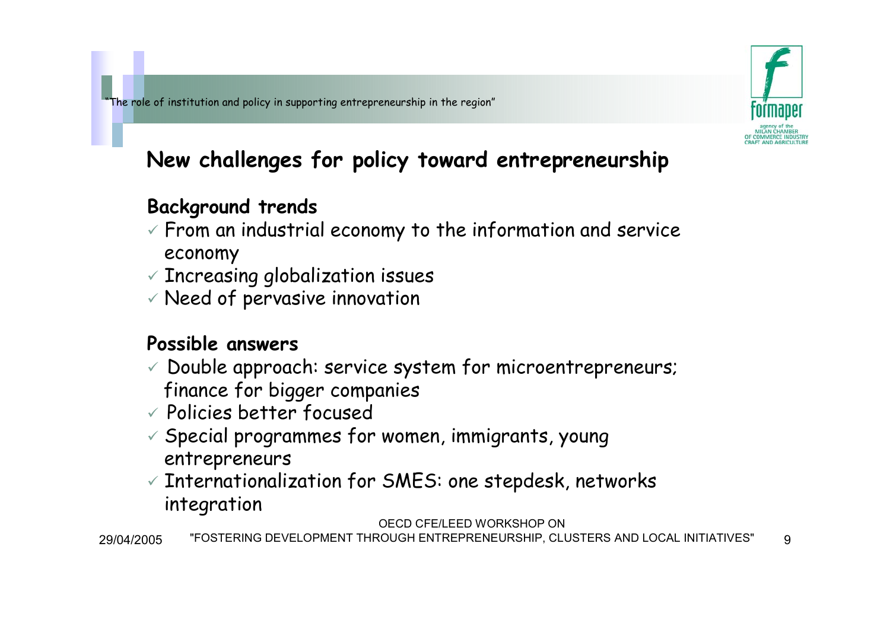## New challenges for policy toward entrepreneurship

**Background trends**

- ✓ From an industrial economy to the information and service economy
- ✓ Increasing globalization issues
- ✓ Need of pervasive innovation

**Possible answers**

- ✓ Double approach: service system for microentrepreneurs; finance for bigger companies
- ✓ Policies better focused
- ✓ Special programmes for women, immigrants, young entrepreneurs
- ✓ Internationalization for SMES: one stepdesk, networks integration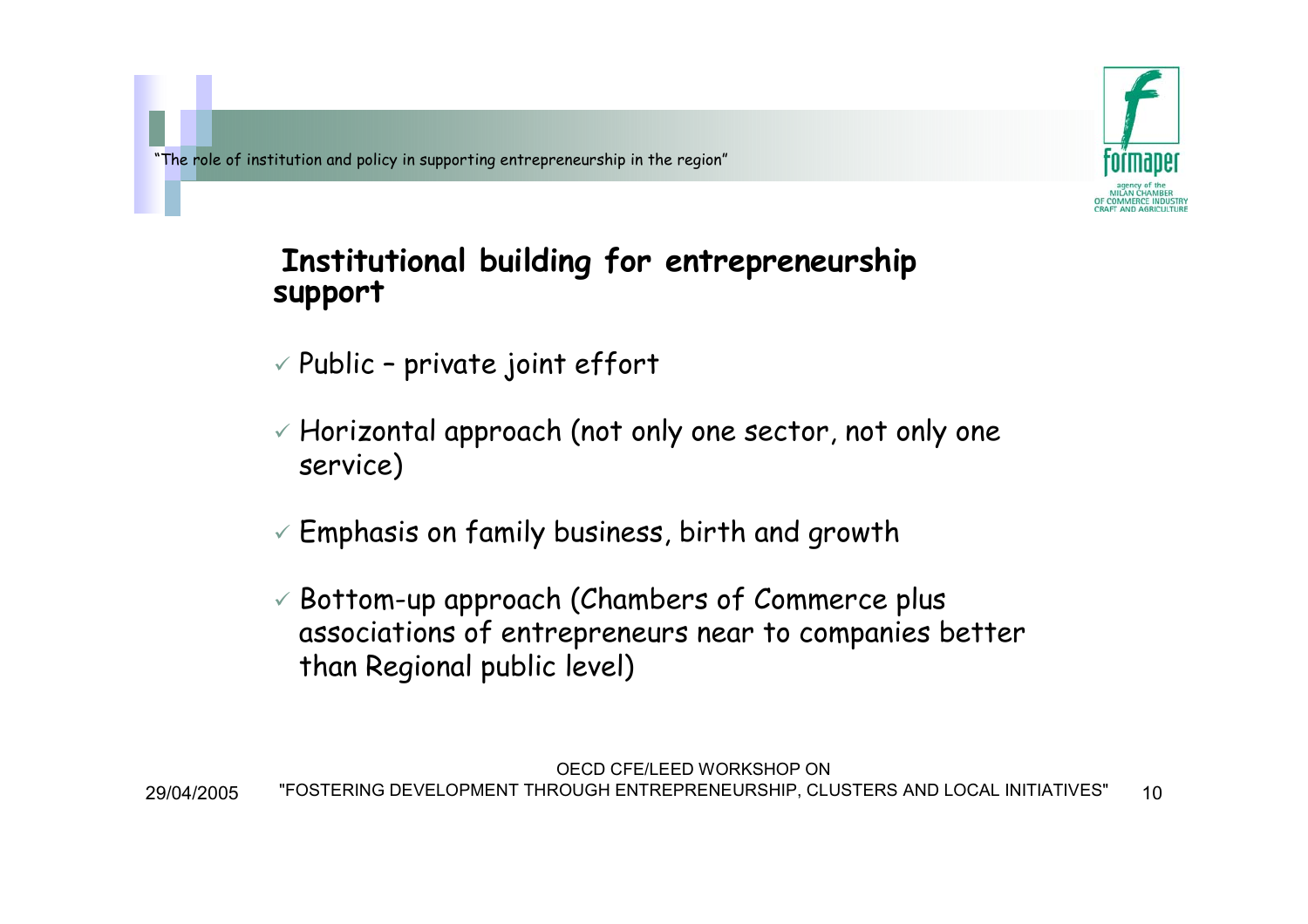## Institutional building for entrepreneurship support

- ✓ Public – private joint effort
- ✓ Horizontal approach (not only one sector, not only one service)
- ✓ Emphasis on family business, birth and growth
- ✓ Bottom-up approach (Chambers of Commerce plus associations of entrepreneurs near to companies better than Regional public level)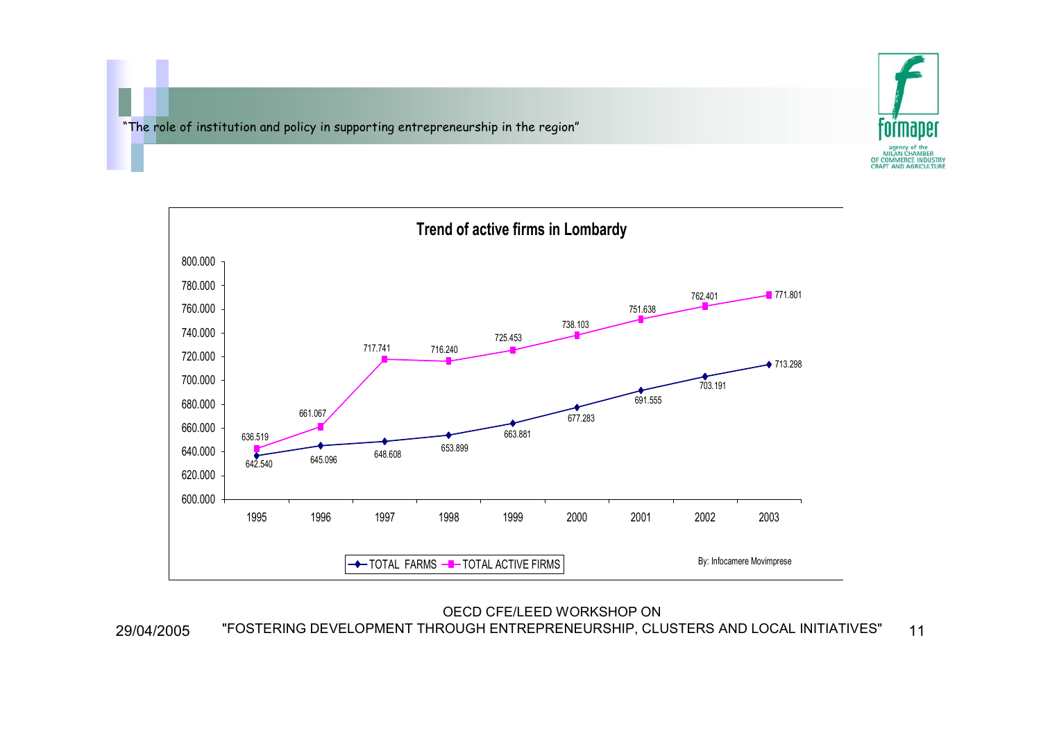"The role of institution and policy in supporting entrepreneurship in the region"

## Trend of active firms in Lombardy

| Year | TOTAL FARMS | TOTAL ACTIVE FIRMS |
|---|---|---|
| 1995 | 636.519 | 642.540 |
| 1996 | 645.096 | 661.067 |
| 1997 | 648.608 | 717.741 |
| 1998 | 653.899 | 716.240 |
| 1999 | 663.881 | 725.453 |
| 2000 | 677.283 | 738.103 |
| 2001 | 691.555 | 751.638 |
| 2002 | 703.191 | 762.401 |
| 2003 | 713.298 | 771.801 |

By: Infocamere Movimprese

OECD CFE/LEED WORKSHOP ON
"FOSTERING DEVELOPMENT THROUGH ENTREPRENEURSHIP, CLUSTERS AND LOCAL INITIATIVES"

29/04/2005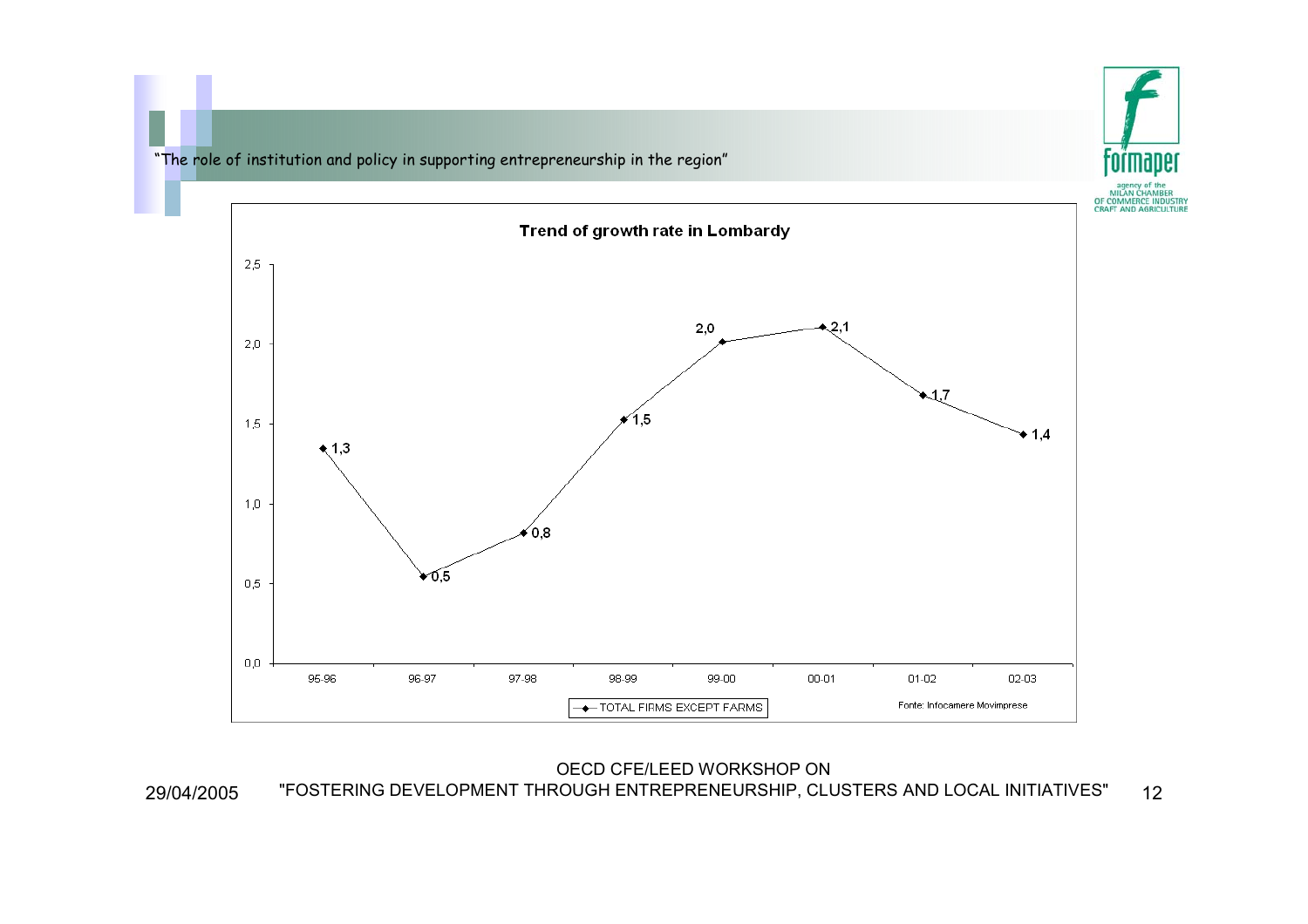"The role of institution and policy in supporting entrepreneurship in the region"

**Trend of growth rate in Lombardy**

2,5
2,0
1,5
1,0
0,5
0,0

1,3
0,5
0,8
1,5
2,0
2,1
1,7
1,4

95-96
96-97
97-98
98-99
99-00
00-01
01-02
02-03

TOTAL FIRMS EXCEPT FARMS

Fonte: Infocamere Movimprese